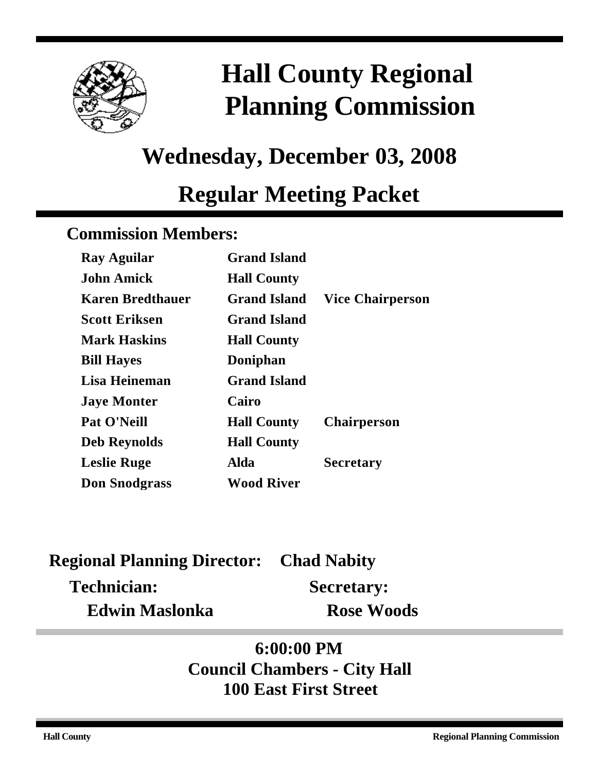# Hall County Regional Planning Commission

## Wednesday, December 03, 2008

## Regular Meeting Packet

### Commission Members:

| | | |
|---|---|---|
| **Ray Aguilar** | **Grand Island** | |
| **John Amick** | **Hall County** | |
| **Karen Bredthauer** | **Grand Island** | **Vice Chairperson** |
| **Scott Eriksen** | **Grand Island** | |
| **Mark Haskins** | **Hall County** | |
| **Bill Hayes** | **Doniphan** | |
| **Lisa Heineman** | **Grand Island** | |
| **Jaye Monter** | **Cairo** | |
| **Pat O'Neill** | **Hall County** | **Chairperson** |
| **Deb Reynolds** | **Hall County** | |
| **Leslie Ruge** | **Alda** | **Secretary** |
| **Don Snodgrass** | **Wood River** | |

**Regional Planning Director: Chad Nabity**

**Technician:** **Edwin Maslonka**

**Secretary:** **Rose Woods**

**6:00:00 PM**
**Council Chambers - City Hall**
**100 East First Street**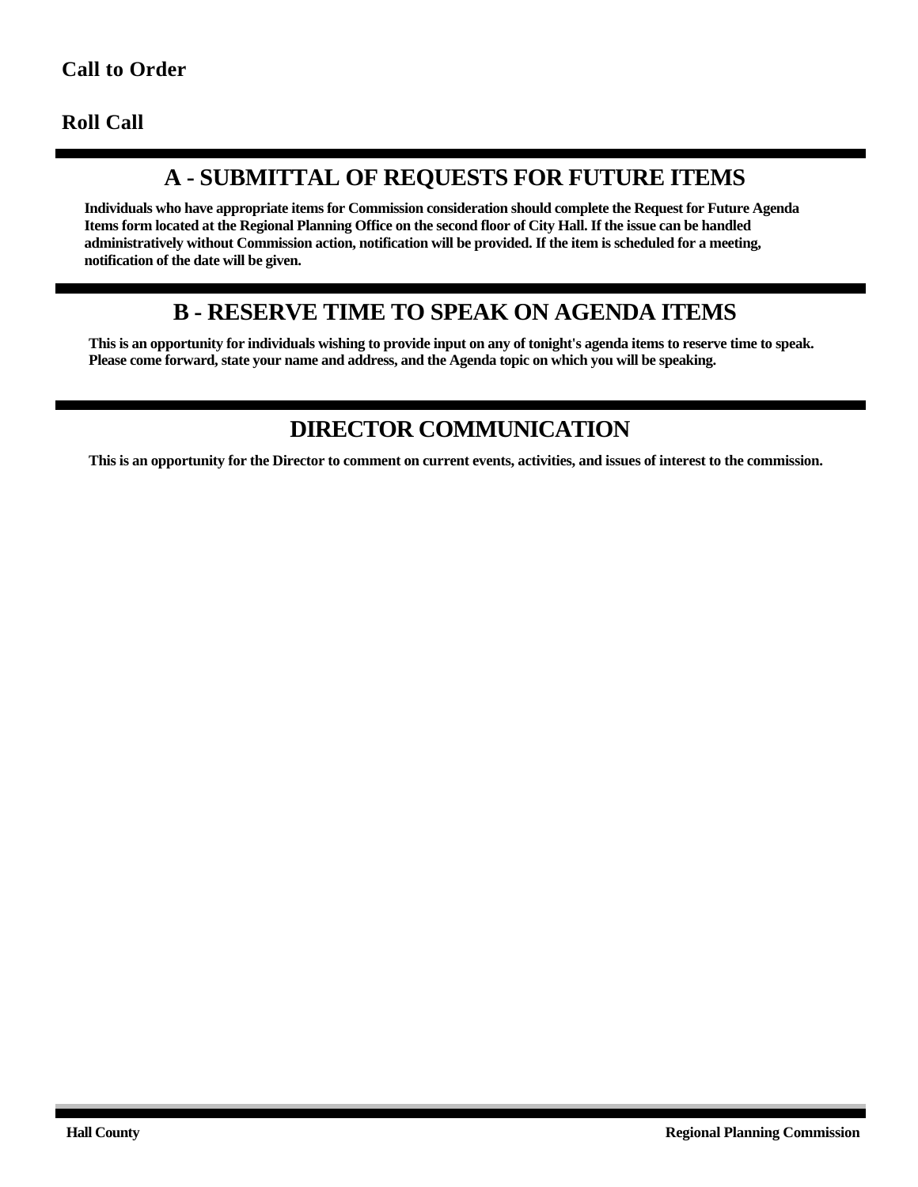**Call to Order**

**Roll Call**

## A - SUBMITTAL OF REQUESTS FOR FUTURE ITEMS

**Individuals who have appropriate items for Commission consideration should complete the Request for Future Agenda Items form located at the Regional Planning Office on the second floor of City Hall. If the issue can be handled administratively without Commission action, notification will be provided. If the item is scheduled for a meeting, notification of the date will be given.**

## B - RESERVE TIME TO SPEAK ON AGENDA ITEMS

**This is an opportunity for individuals wishing to provide input on any of tonight's agenda items to reserve time to speak. Please come forward, state your name and address, and the Agenda topic on which you will be speaking.**

## DIRECTOR COMMUNICATION

**This is an opportunity for the Director to comment on current events, activities, and issues of interest to the commission.**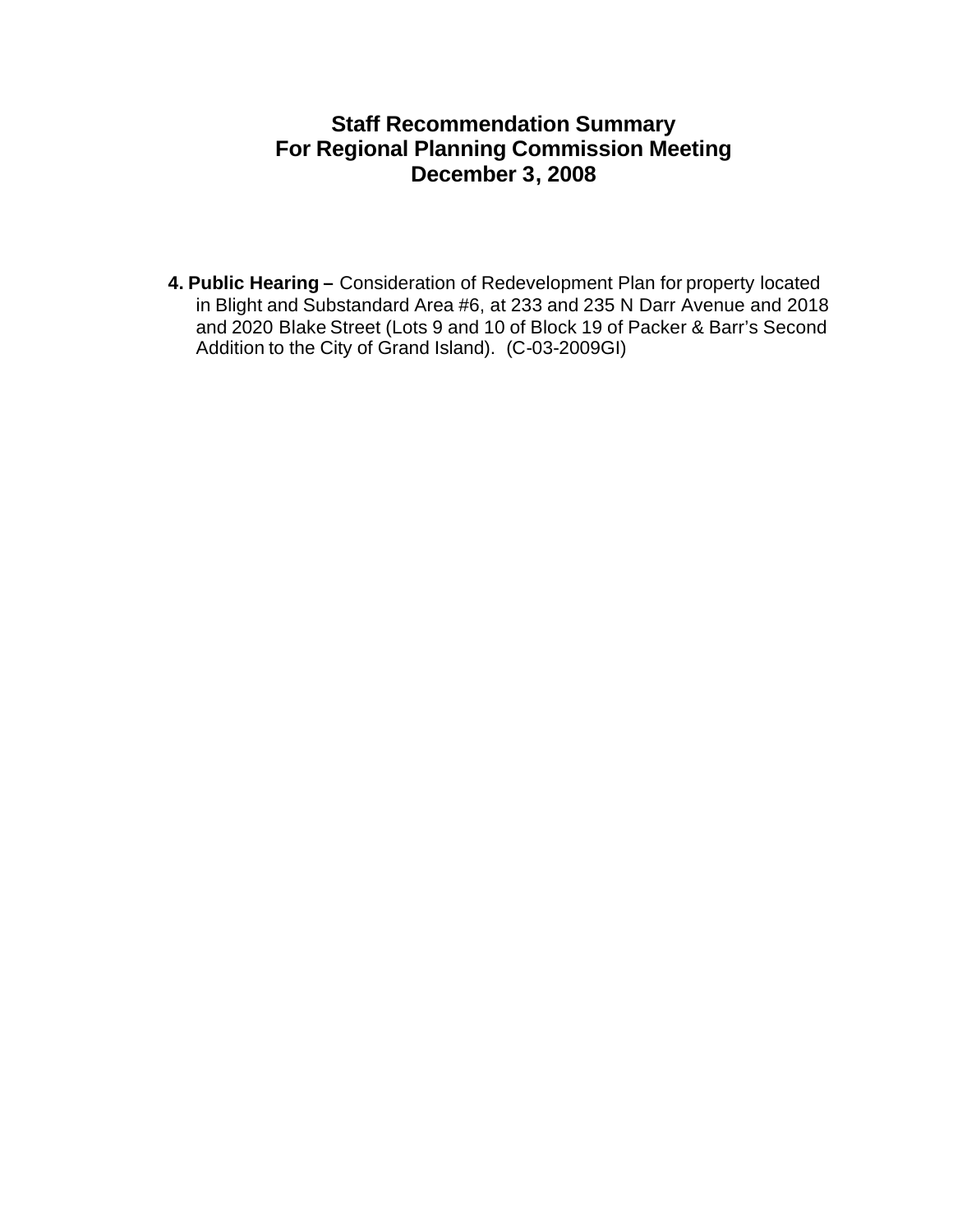# Staff Recommendation Summary
# For Regional Planning Commission Meeting
# December 3, 2008

**4. Public Hearing –** Consideration of Redevelopment Plan for property located in Blight and Substandard Area #6, at 233 and 235 N Darr Avenue and 2018 and 2020 Blake Street (Lots 9 and 10 of Block 19 of Packer & Barr's Second Addition to the City of Grand Island). (C-03-2009GI)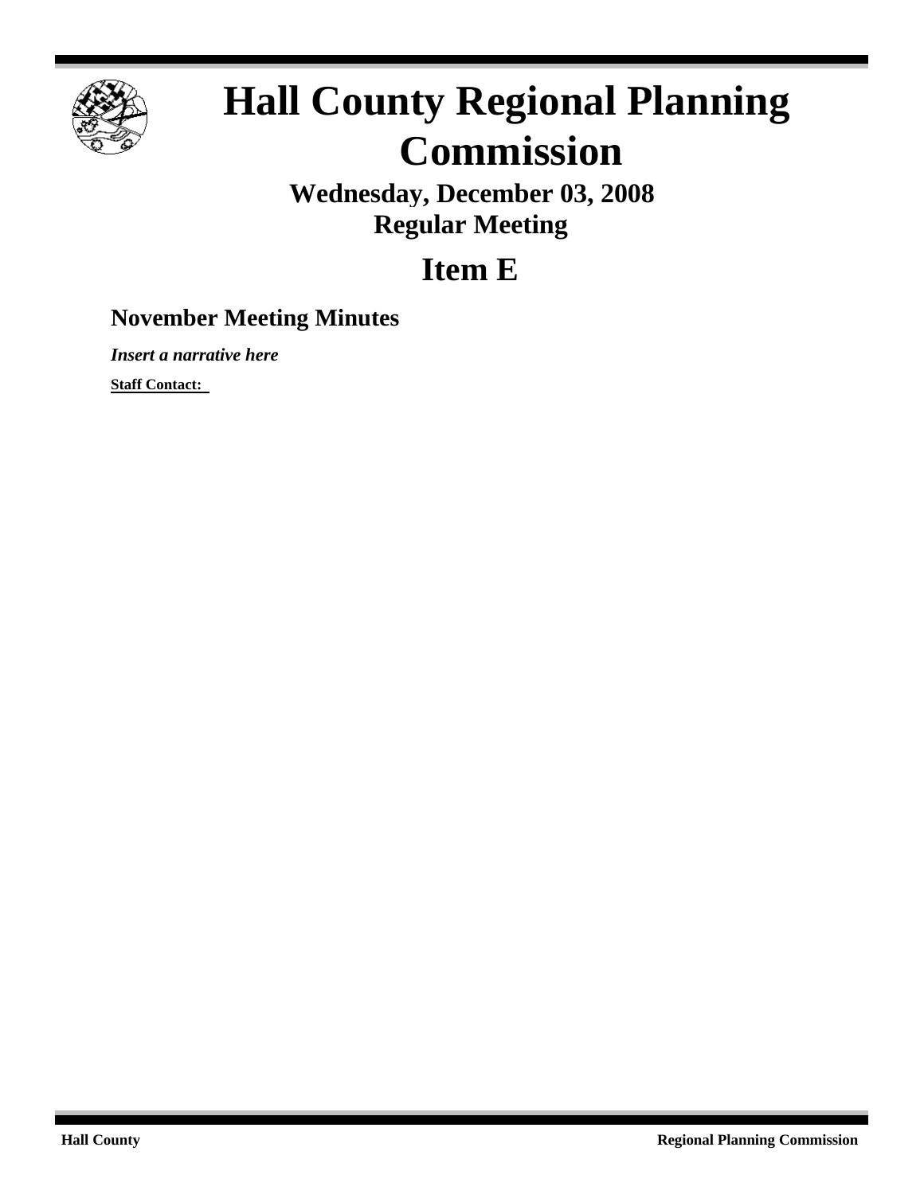# Hall County Regional Planning Commission

**Wednesday, December 03, 2008**
**Regular Meeting**

## Item E

### November Meeting Minutes

***Insert a narrative here***

**Staff Contact:**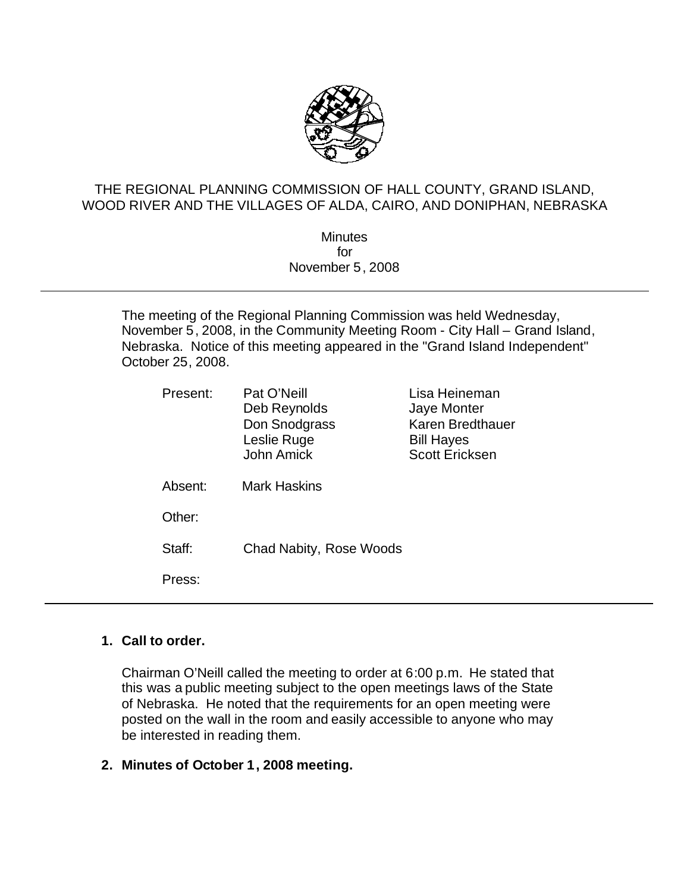THE REGIONAL PLANNING COMMISSION OF HALL COUNTY, GRAND ISLAND, WOOD RIVER AND THE VILLAGES OF ALDA, CAIRO, AND DONIPHAN, NEBRASKA

Minutes
for
November 5, 2008

---

The meeting of the Regional Planning Commission was held Wednesday, November 5, 2008, in the Community Meeting Room - City Hall – Grand Island, Nebraska. Notice of this meeting appeared in the "Grand Island Independent" October 25, 2008.

| | | |
|---|---|---|
| Present: | Pat O'Neill | Lisa Heineman |
| | Deb Reynolds | Jaye Monter |
| | Don Snodgrass | Karen Bredthauer |
| | Leslie Ruge | Bill Hayes |
| | John Amick | Scott Ericksen |
| Absent: | Mark Haskins | |
| Other: | | |
| Staff: | Chad Nabity, Rose Woods | |
| Press: | | |

---

**1. Call to order.**

Chairman O'Neill called the meeting to order at 6:00 p.m. He stated that this was a public meeting subject to the open meetings laws of the State of Nebraska. He noted that the requirements for an open meeting were posted on the wall in the room and easily accessible to anyone who may be interested in reading them.

**2. Minutes of October 1, 2008 meeting.**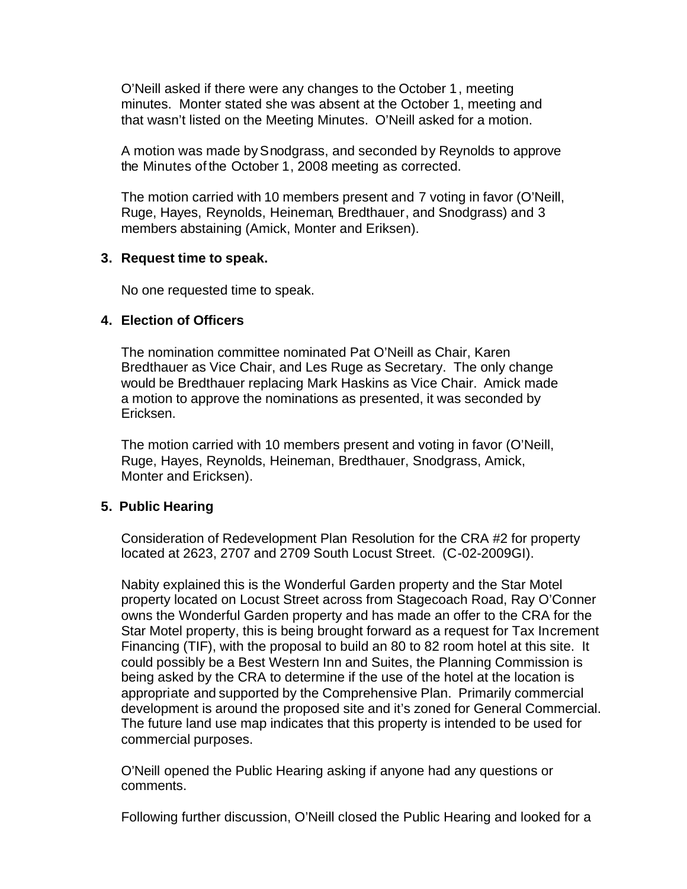O'Neill asked if there were any changes to the October 1, meeting minutes. Monter stated she was absent at the October 1, meeting and that wasn't listed on the Meeting Minutes. O'Neill asked for a motion.

A motion was made by Snodgrass, and seconded by Reynolds to approve the Minutes of the October 1, 2008 meeting as corrected.

The motion carried with 10 members present and 7 voting in favor (O'Neill, Ruge, Hayes, Reynolds, Heineman, Bredthauer, and Snodgrass) and 3 members abstaining (Amick, Monter and Eriksen).

**3. Request time to speak.**

No one requested time to speak.

**4. Election of Officers**

The nomination committee nominated Pat O'Neill as Chair, Karen Bredthauer as Vice Chair, and Les Ruge as Secretary. The only change would be Bredthauer replacing Mark Haskins as Vice Chair. Amick made a motion to approve the nominations as presented, it was seconded by Ericksen.

The motion carried with 10 members present and voting in favor (O'Neill, Ruge, Hayes, Reynolds, Heineman, Bredthauer, Snodgrass, Amick, Monter and Ericksen).

**5. Public Hearing**

Consideration of Redevelopment Plan Resolution for the CRA #2 for property located at 2623, 2707 and 2709 South Locust Street. (C-02-2009GI).

Nabity explained this is the Wonderful Garden property and the Star Motel property located on Locust Street across from Stagecoach Road, Ray O'Conner owns the Wonderful Garden property and has made an offer to the CRA for the Star Motel property, this is being brought forward as a request for Tax Increment Financing (TIF), with the proposal to build an 80 to 82 room hotel at this site. It could possibly be a Best Western Inn and Suites, the Planning Commission is being asked by the CRA to determine if the use of the hotel at the location is appropriate and supported by the Comprehensive Plan. Primarily commercial development is around the proposed site and it's zoned for General Commercial. The future land use map indicates that this property is intended to be used for commercial purposes.

O'Neill opened the Public Hearing asking if anyone had any questions or comments.

Following further discussion, O'Neill closed the Public Hearing and looked for a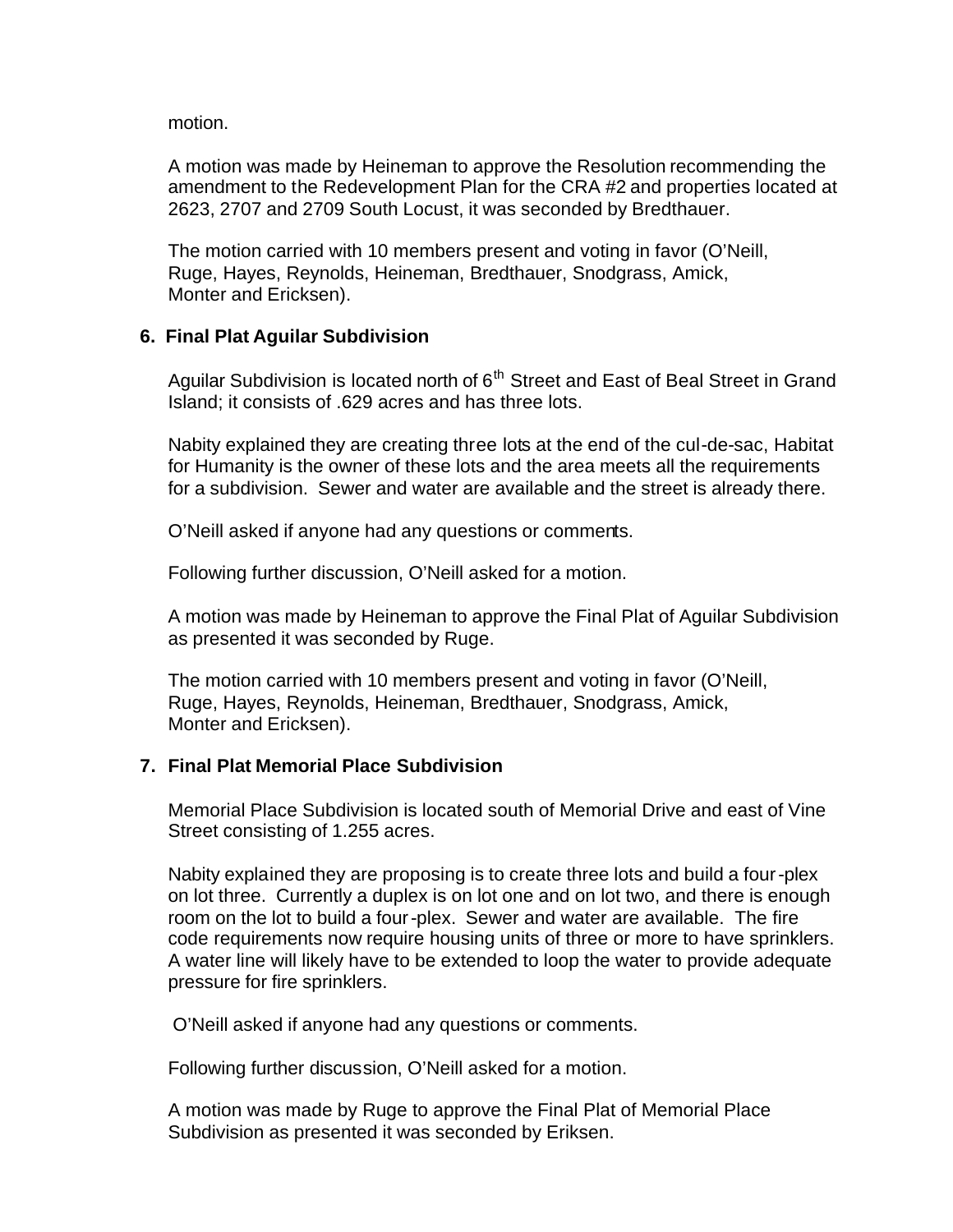motion.

A motion was made by Heineman to approve the Resolution recommending the amendment to the Redevelopment Plan for the CRA #2 and properties located at 2623, 2707 and 2709 South Locust, it was seconded by Bredthauer.

The motion carried with 10 members present and voting in favor (O'Neill, Ruge, Hayes, Reynolds, Heineman, Bredthauer, Snodgrass, Amick, Monter and Ericksen).

**6. Final Plat Aguilar Subdivision**

Aguilar Subdivision is located north of 6th Street and East of Beal Street in Grand Island; it consists of .629 acres and has three lots.

Nabity explained they are creating three lots at the end of the cul-de-sac, Habitat for Humanity is the owner of these lots and the area meets all the requirements for a subdivision. Sewer and water are available and the street is already there.

O'Neill asked if anyone had any questions or comments.

Following further discussion, O'Neill asked for a motion.

A motion was made by Heineman to approve the Final Plat of Aguilar Subdivision as presented it was seconded by Ruge.

The motion carried with 10 members present and voting in favor (O'Neill, Ruge, Hayes, Reynolds, Heineman, Bredthauer, Snodgrass, Amick, Monter and Ericksen).

**7. Final Plat Memorial Place Subdivision**

Memorial Place Subdivision is located south of Memorial Drive and east of Vine Street consisting of 1.255 acres.

Nabity explained they are proposing is to create three lots and build a four-plex on lot three. Currently a duplex is on lot one and on lot two, and there is enough room on the lot to build a four-plex. Sewer and water are available. The fire code requirements now require housing units of three or more to have sprinklers. A water line will likely have to be extended to loop the water to provide adequate pressure for fire sprinklers.

O'Neill asked if anyone had any questions or comments.

Following further discussion, O'Neill asked for a motion.

A motion was made by Ruge to approve the Final Plat of Memorial Place Subdivision as presented it was seconded by Eriksen.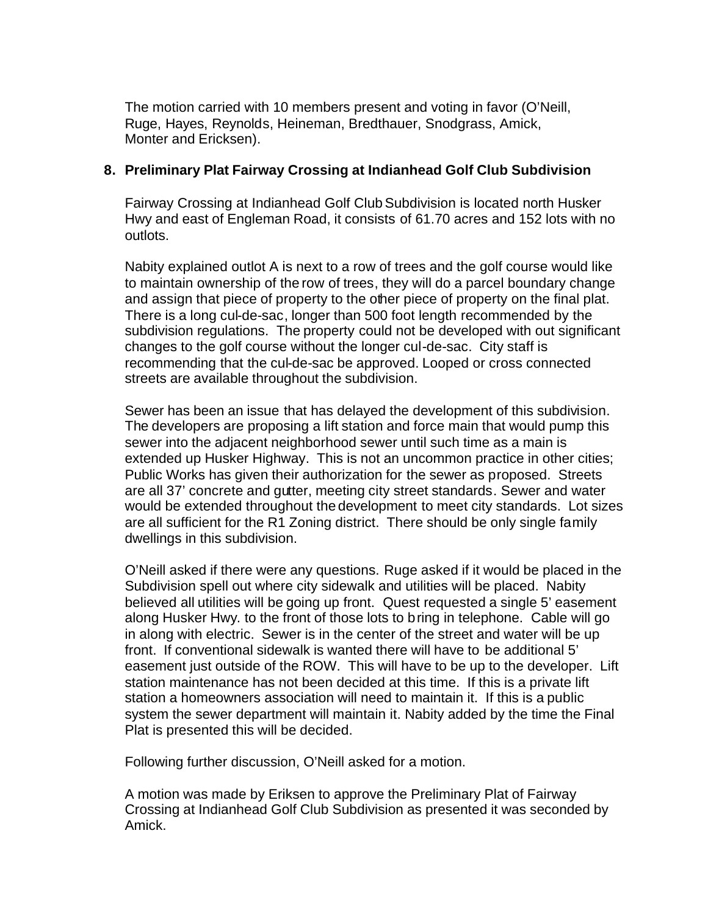The motion carried with 10 members present and voting in favor (O'Neill, Ruge, Hayes, Reynolds, Heineman, Bredthauer, Snodgrass, Amick, Monter and Ericksen).

**8. Preliminary Plat Fairway Crossing at Indianhead Golf Club Subdivision**

Fairway Crossing at Indianhead Golf Club Subdivision is located north Husker Hwy and east of Engleman Road, it consists of 61.70 acres and 152 lots with no outlots.

Nabity explained outlot A is next to a row of trees and the golf course would like to maintain ownership of the row of trees, they will do a parcel boundary change and assign that piece of property to the other piece of property on the final plat. There is a long cul-de-sac, longer than 500 foot length recommended by the subdivision regulations. The property could not be developed with out significant changes to the golf course without the longer cul-de-sac. City staff is recommending that the cul-de-sac be approved. Looped or cross connected streets are available throughout the subdivision.

Sewer has been an issue that has delayed the development of this subdivision. The developers are proposing a lift station and force main that would pump this sewer into the adjacent neighborhood sewer until such time as a main is extended up Husker Highway. This is not an uncommon practice in other cities; Public Works has given their authorization for the sewer as proposed. Streets are all 37' concrete and gutter, meeting city street standards. Sewer and water would be extended throughout the development to meet city standards. Lot sizes are all sufficient for the R1 Zoning district. There should be only single family dwellings in this subdivision.

O'Neill asked if there were any questions. Ruge asked if it would be placed in the Subdivision spell out where city sidewalk and utilities will be placed. Nabity believed all utilities will be going up front. Quest requested a single 5' easement along Husker Hwy. to the front of those lots to bring in telephone. Cable will go in along with electric. Sewer is in the center of the street and water will be up front. If conventional sidewalk is wanted there will have to be additional 5' easement just outside of the ROW. This will have to be up to the developer. Lift station maintenance has not been decided at this time. If this is a private lift station a homeowners association will need to maintain it. If this is a public system the sewer department will maintain it. Nabity added by the time the Final Plat is presented this will be decided.

Following further discussion, O'Neill asked for a motion.

A motion was made by Eriksen to approve the Preliminary Plat of Fairway Crossing at Indianhead Golf Club Subdivision as presented it was seconded by Amick.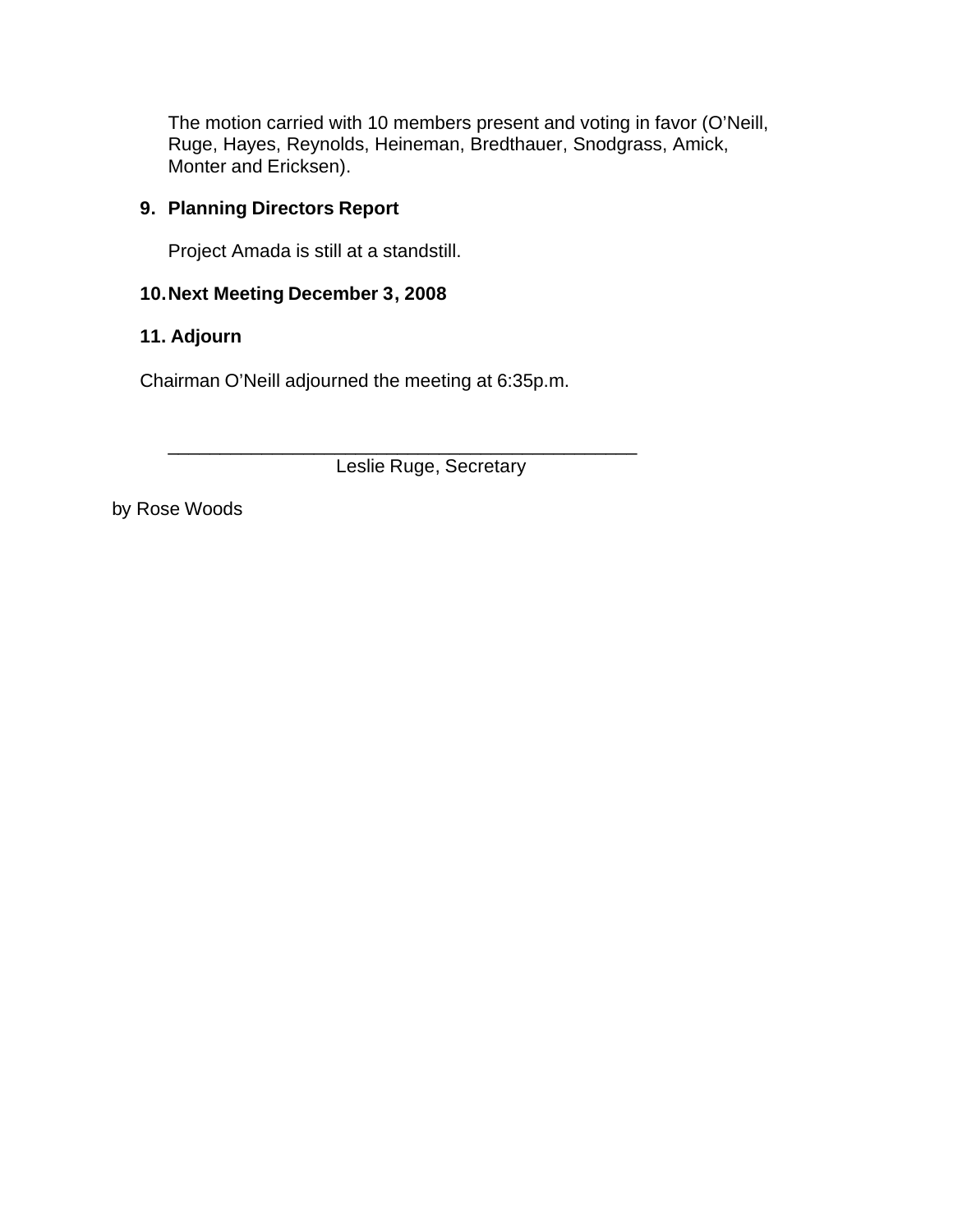The motion carried with 10 members present and voting in favor (O'Neill, Ruge, Hayes, Reynolds, Heineman, Bredthauer, Snodgrass, Amick, Monter and Ericksen).

**9. Planning Directors Report**

Project Amada is still at a standstill.

**10. Next Meeting December 3, 2008**

**11. Adjourn**

Chairman O'Neill adjourned the meeting at 6:35p.m.

_______________________________________________
Leslie Ruge, Secretary

by Rose Woods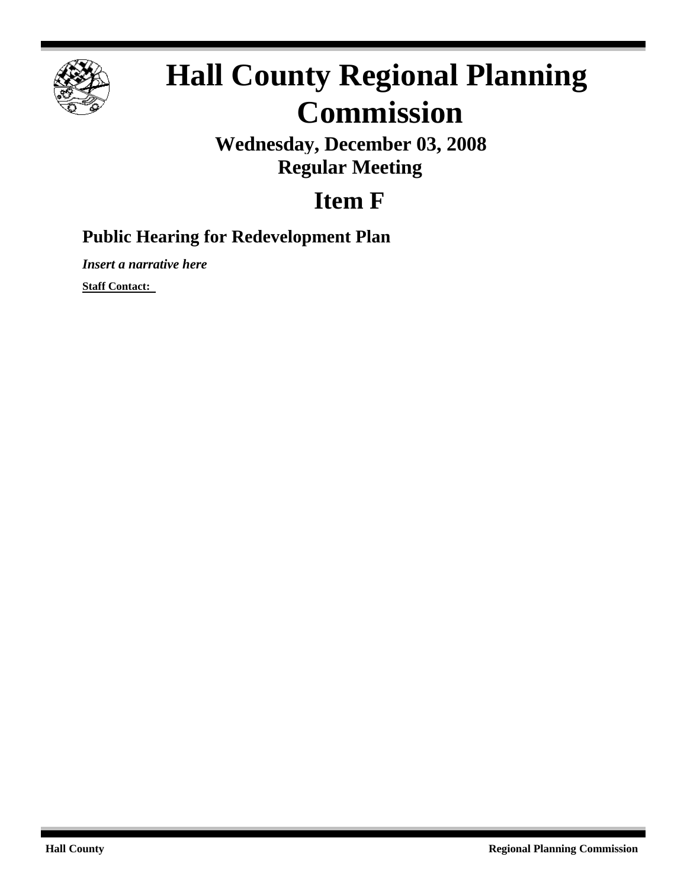# Hall County Regional Planning Commission

**Wednesday, December 03, 2008**
**Regular Meeting**

## Item F

### Public Hearing for Redevelopment Plan

***Insert a narrative here***

**Staff Contact:**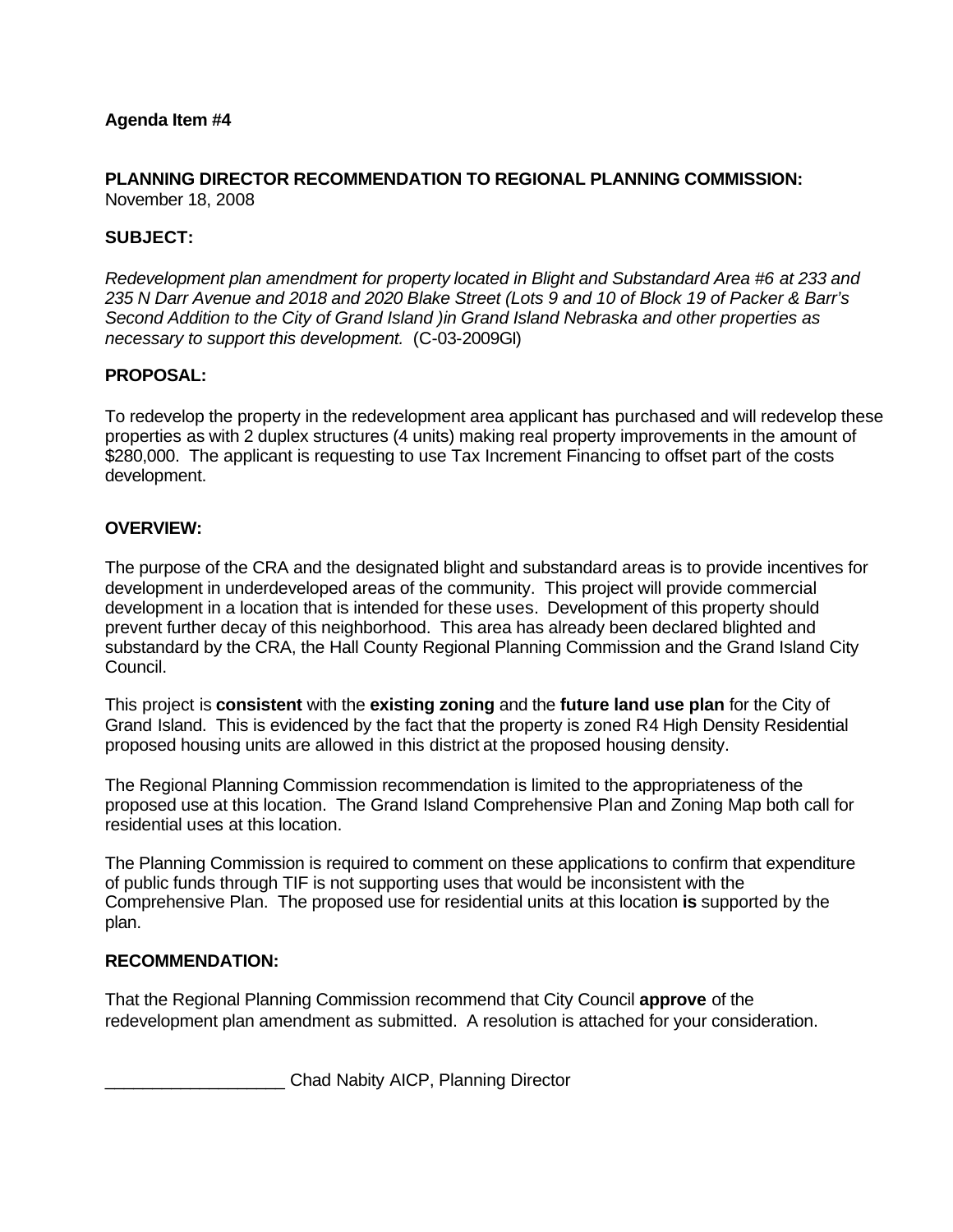**Agenda Item #4**

**PLANNING DIRECTOR RECOMMENDATION TO REGIONAL PLANNING COMMISSION:**
November 18, 2008

**SUBJECT:**

*Redevelopment plan amendment for property located in Blight and Substandard Area #6 at 233 and 235 N Darr Avenue and 2018 and 2020 Blake Street (Lots 9 and 10 of Block 19 of Packer & Barr's Second Addition to the City of Grand Island )in Grand Island Nebraska and other properties as necessary to support this development.* (C-03-2009GI)

**PROPOSAL:**

To redevelop the property in the redevelopment area applicant has purchased and will redevelop these properties as with 2 duplex structures (4 units) making real property improvements in the amount of $280,000. The applicant is requesting to use Tax Increment Financing to offset part of the costs development.

**OVERVIEW:**

The purpose of the CRA and the designated blight and substandard areas is to provide incentives for development in underdeveloped areas of the community. This project will provide commercial development in a location that is intended for these uses. Development of this property should prevent further decay of this neighborhood. This area has already been declared blighted and substandard by the CRA, the Hall County Regional Planning Commission and the Grand Island City Council.

This project is **consistent** with the **existing zoning** and the **future land use plan** for the City of Grand Island. This is evidenced by the fact that the property is zoned R4 High Density Residential proposed housing units are allowed in this district at the proposed housing density.

The Regional Planning Commission recommendation is limited to the appropriateness of the proposed use at this location. The Grand Island Comprehensive Plan and Zoning Map both call for residential uses at this location.

The Planning Commission is required to comment on these applications to confirm that expenditure of public funds through TIF is not supporting uses that would be inconsistent with the Comprehensive Plan. The proposed use for residential units at this location **is** supported by the plan.

**RECOMMENDATION:**

That the Regional Planning Commission recommend that City Council **approve** of the redevelopment plan amendment as submitted. A resolution is attached for your consideration.

___________________ Chad Nabity AICP, Planning Director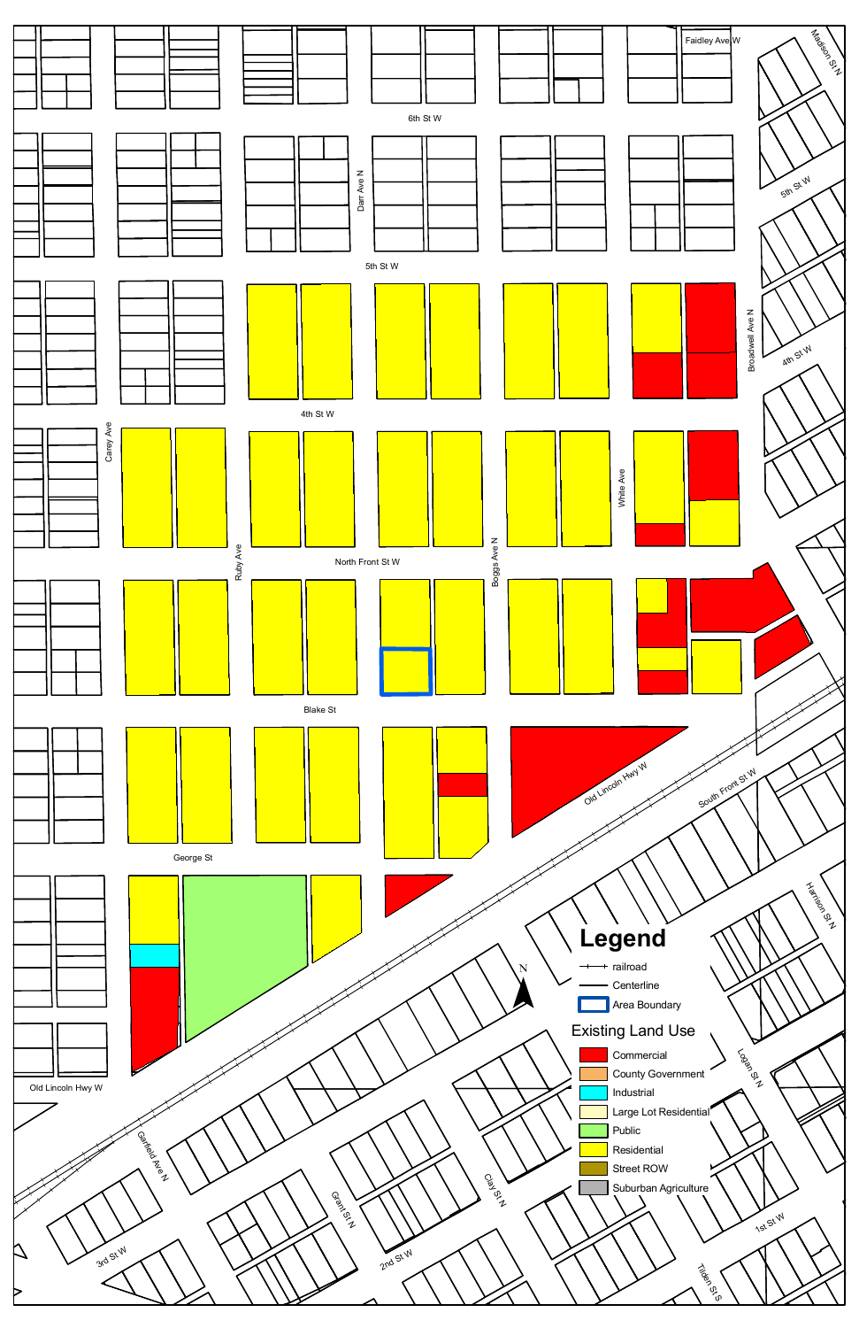Faidley Ave W

Madison St N

6th St W

5th St W

Darr Ave N

5th St W

4th St W

4th St W

Broadwell Ave N

Carey Ave

White Ave

Ruby Ave

North Front St W

Boggs Ave N

Blake St

Old Lincoln Hwy W

South Front St W

George St

Harrison St N

# Legend

railroad

Centerline

Area Boundary

## Existing Land Use

- Commercial
- County Government
- Industrial
- Large Lot Residential
- Public
- Residential
- Street ROW
- Suburban Agriculture

N

Logan St N

Old Lincoln Hwy W

Garfield Ave N

Grant St N

Clay St N

3rd St W

2nd St W

1st St W

Tilden St S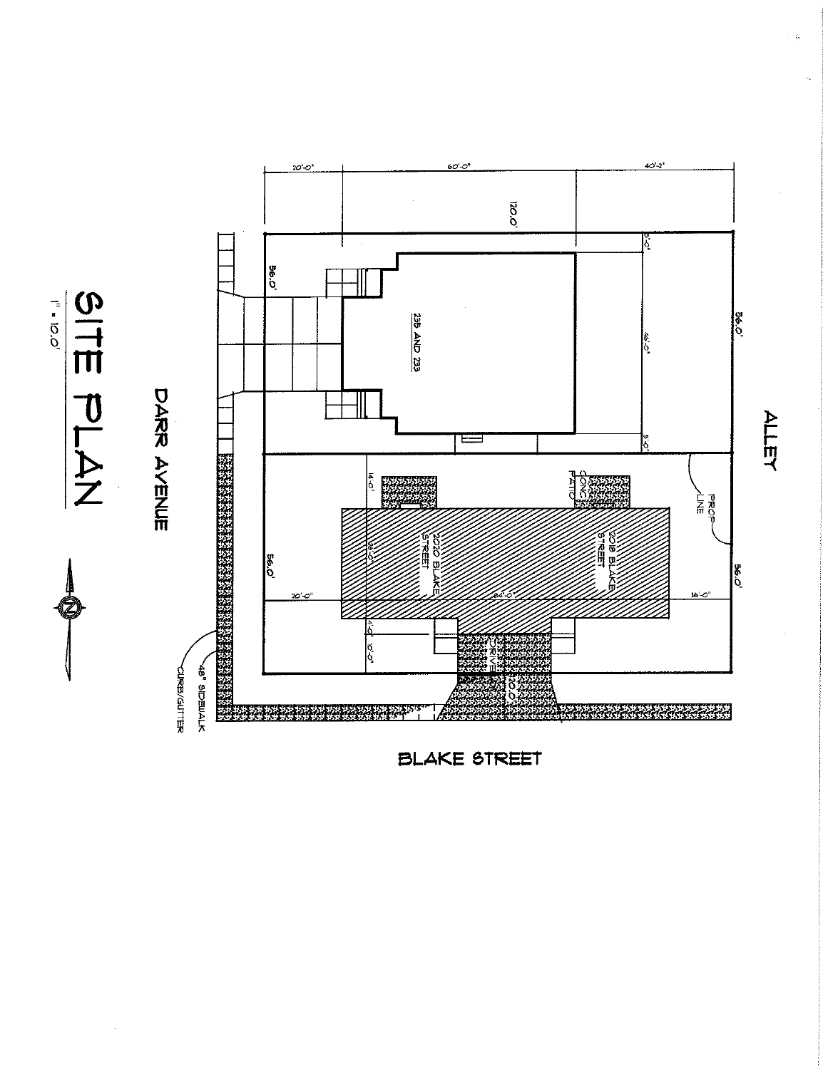# SITE PLAN

1" = 10.0'

DARR AVENUE

ALLEY

BLAKE STREET

235 AND 233

2018 BLAKE STREET

2020 BLAKE STREET

CONC. PATIO

PROP. LINE

DRIVE

48" SIDEWALK

CURB/GUTTER

20'-0"

60'-0"

40'-2"

120.0'

56.0'

56.0'

56.0'

56.0'

46'-0"

5'-0"

5'-0"

14'-0"

28'-0"

20'-0"

84'-0"

16'-0"

4'-0"

10'-0"

20.0'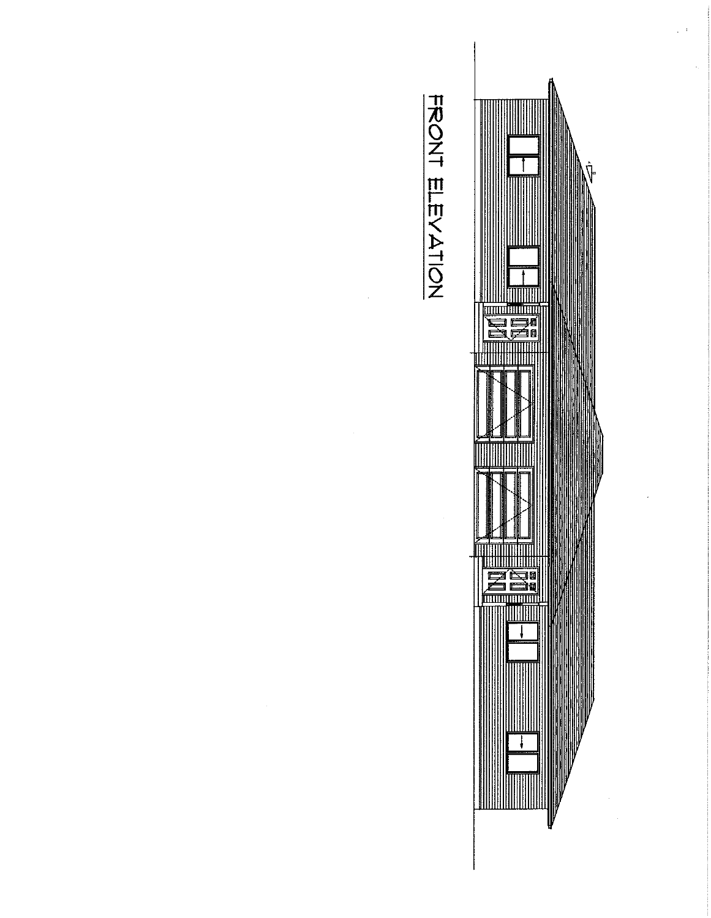FRONT ELEVATION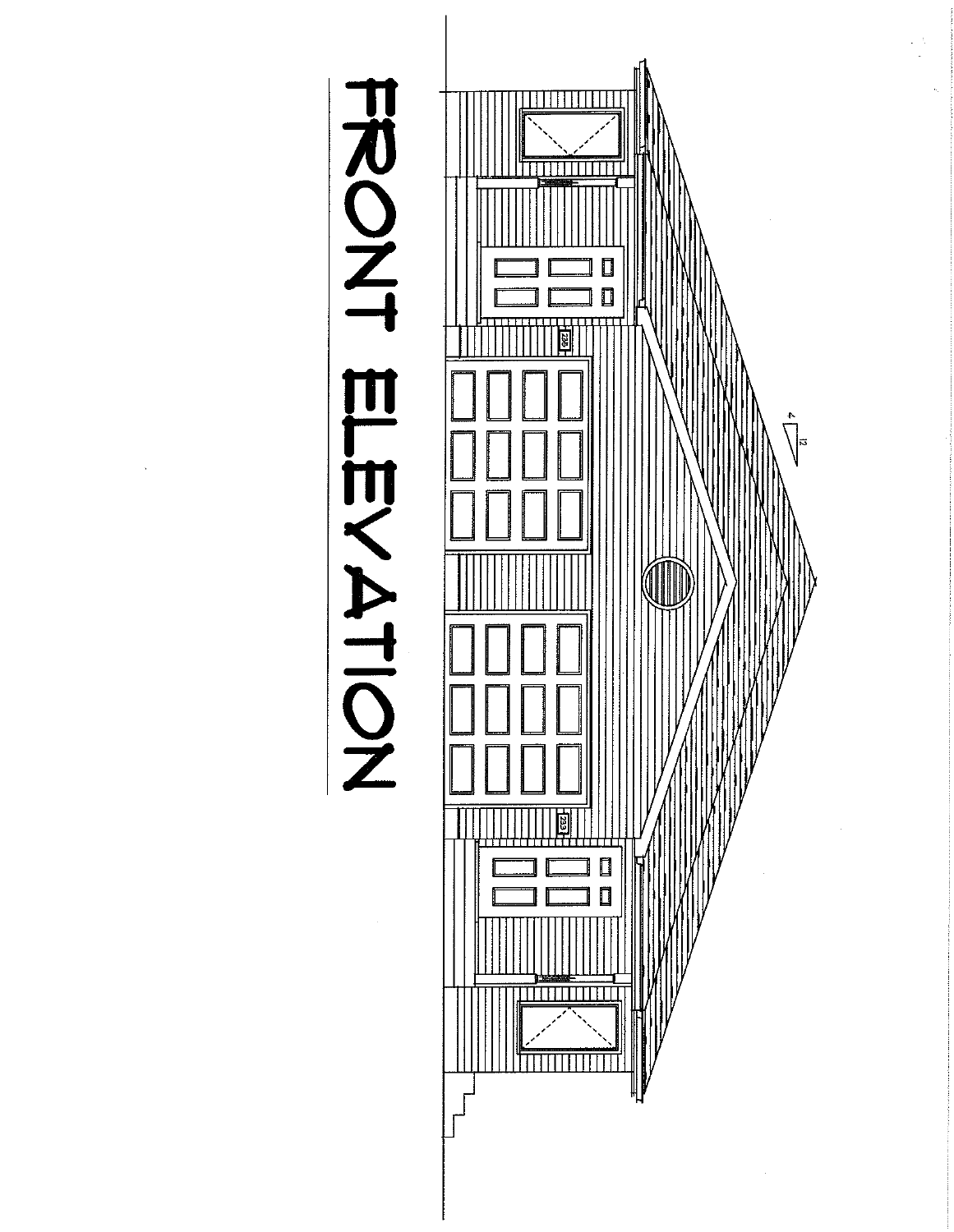# FRONT ELEVATION

4

12

235

233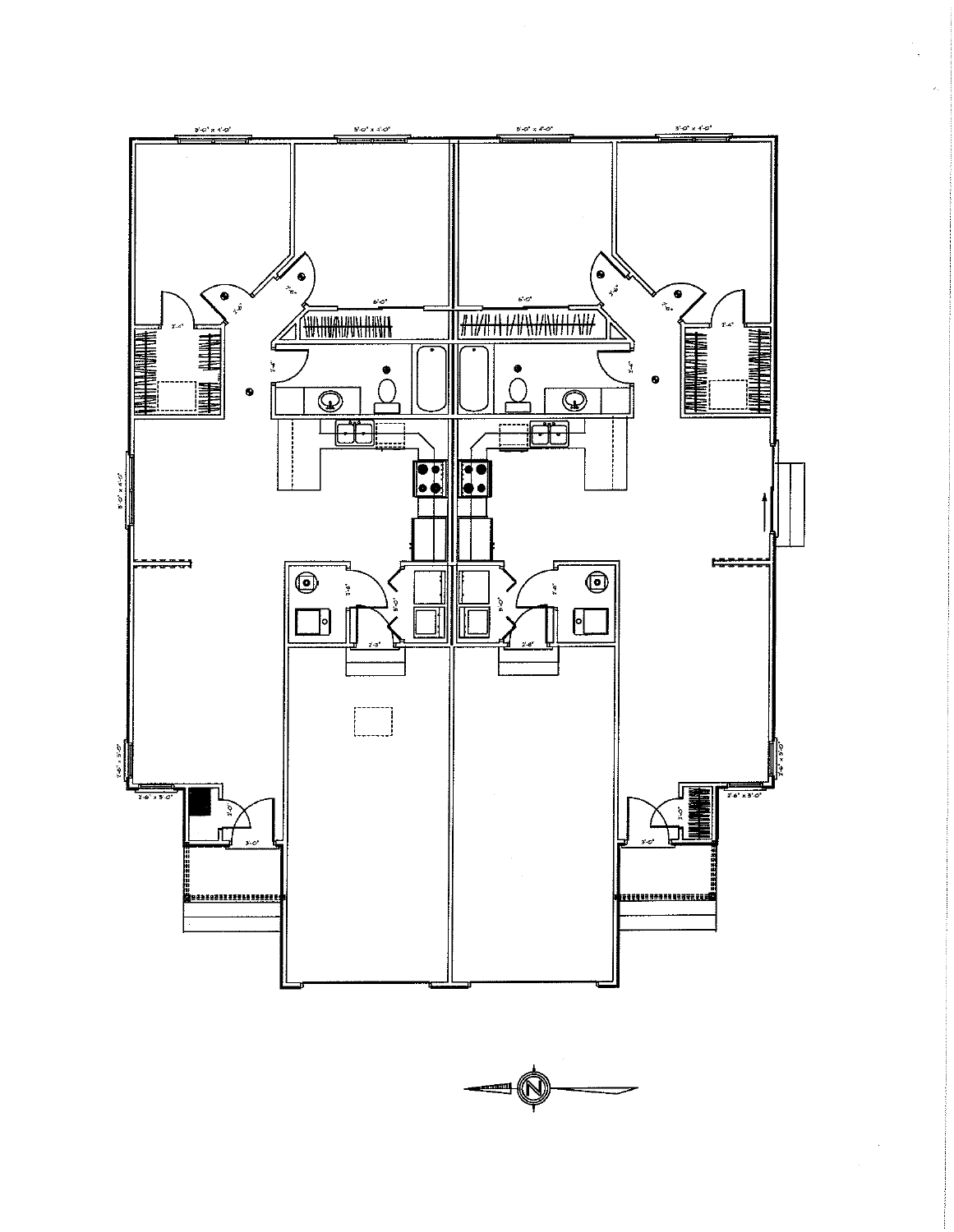5'-0" x 4'-0"    5'-0" x 4'-0"    5'-0" x 4'-0"    5'-0" x 4'-0"

6'-0"    6'-0"

2'-4"    2'-4"    2'-4"    2'-4"

5'-0" x 4'-0"

2'-8"    5'-0"    5'-0"    2'-8"

2'-8"    2'-8"

2'-6" x 3'-0"    2'-6" x 3'-0"

2'-0"    2'-0"

3'-0"    3'-0"

N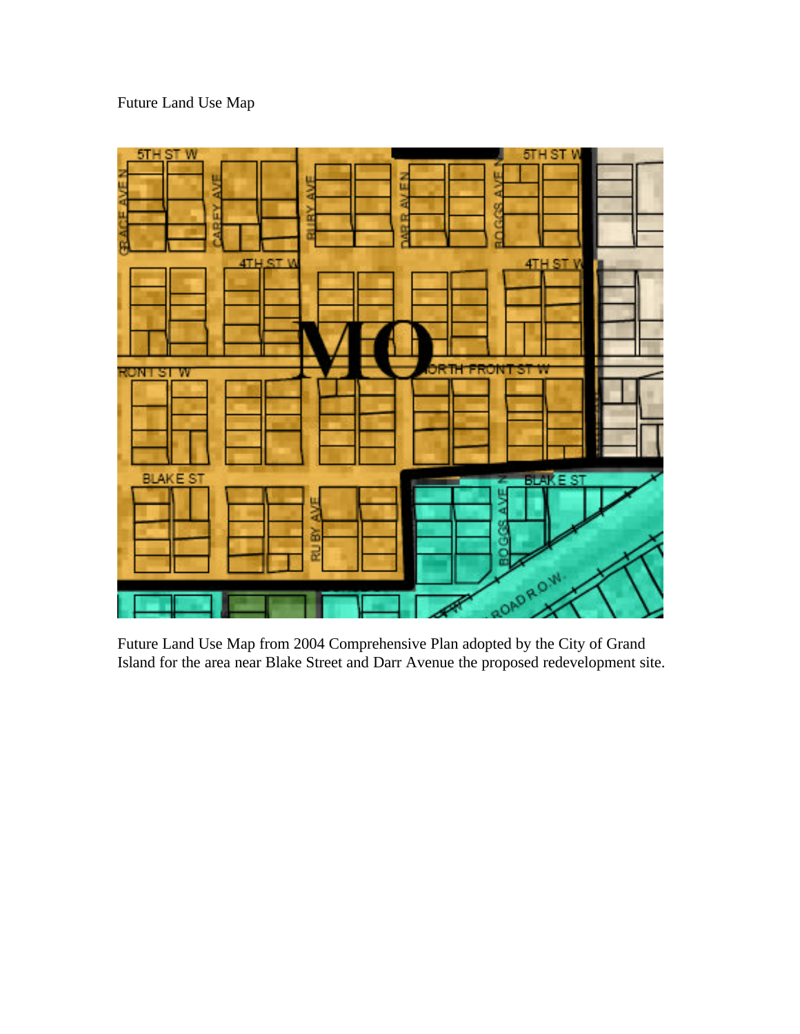Future Land Use Map

5TH ST W

GRACE AVE N

CAREY AVE

RUBY AVE

DARR AVE N

BOGGS AVE N

5TH ST W

4TH ST W

4TH ST W

MO

RONT ST W

ORTH FRONT ST W

BLAKE ST

BLAKE ST

RUBY AVE

BOGGS AVE N

ROAD R.O.W.

Future Land Use Map from 2004 Comprehensive Plan adopted by the City of Grand Island for the area near Blake Street and Darr Avenue the proposed redevelopment site.